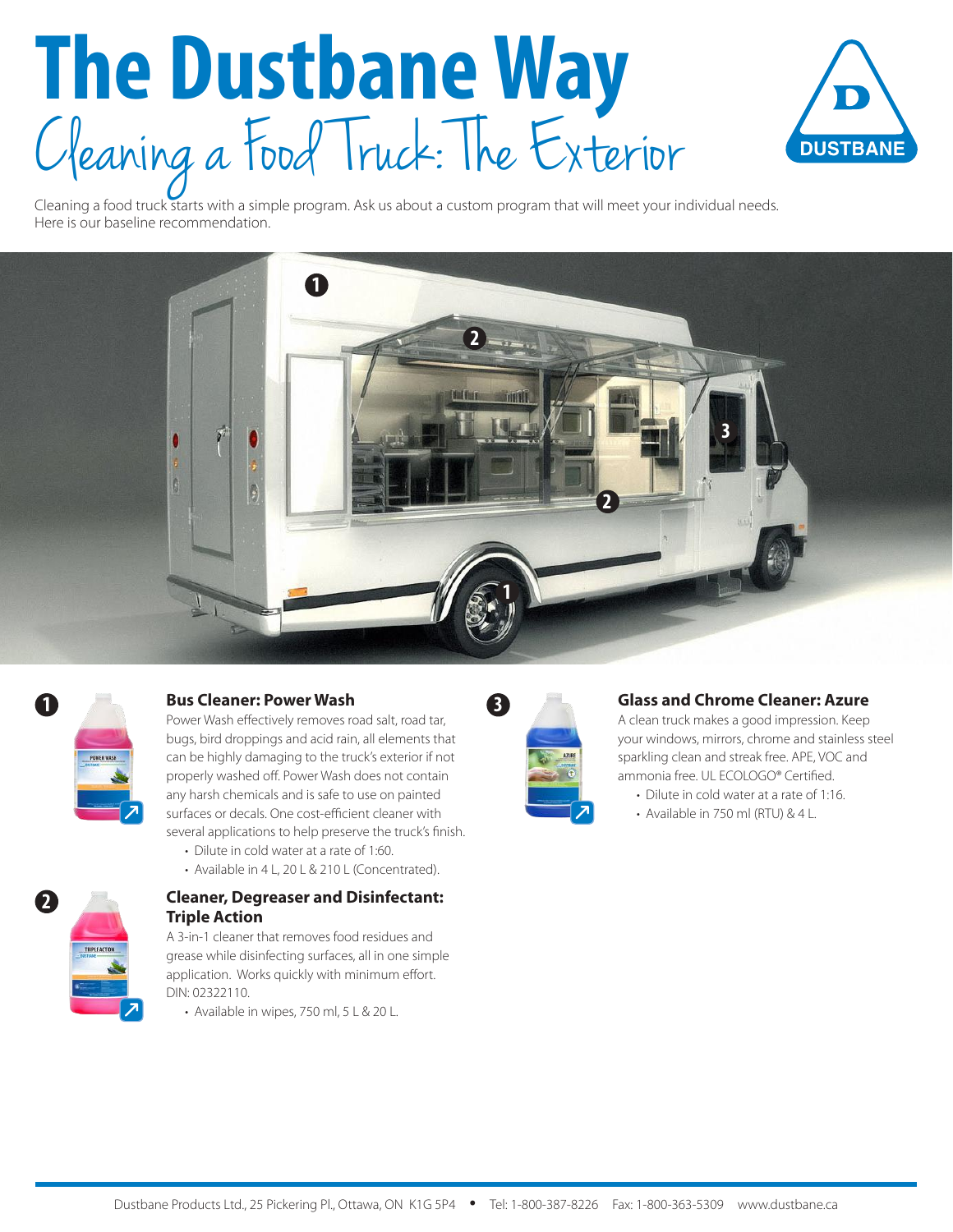# The Dustbane Way

## Cleaning a Food Truck: The Exterior

Cleaning a food truck starts with a simple program. Ask us about a custom program that will meet your individual needs. Here is our baseline recommendation.

1

### Bus Cleaner: Power Wash

Power Wash effectively removes road salt, road tar, bugs, bird droppings and acid rain, all elements that can be highly damaging to the truck's exterior if not properly washed off. Power Wash does not contain any harsh chemicals and is safe to use on painted surfaces or decals. One cost-efficient cleaner with several applications to help preserve the truck's finish.

- Dilute in cold water at a rate of 1:60.
- Available in 4 L, 20 L & 210 L (Concentrated).

2

### Cleaner, Degreaser and Disinfectant: Triple Action

A 3-in-1 cleaner that removes food residues and grease while disinfecting surfaces, all in one simple application. Works quickly with minimum effort. DIN: 02322110.

- Available in wipes, 750 ml, 5 L & 20 L.

3

### Glass and Chrome Cleaner: Azure

A clean truck makes a good impression. Keep your windows, mirrors, chrome and stainless steel sparkling clean and streak free. APE, VOC and ammonia free. UL ECOLOGO® Certified.

- Dilute in cold water at a rate of 1:16.
- Available in 750 ml (RTU) & 4 L.

Dustbane Products Ltd., 25 Pickering Pl., Ottawa, ON K1G 5P4 • Tel: 1-800-387-8226 Fax: 1-800-363-5309 www.dustbane.ca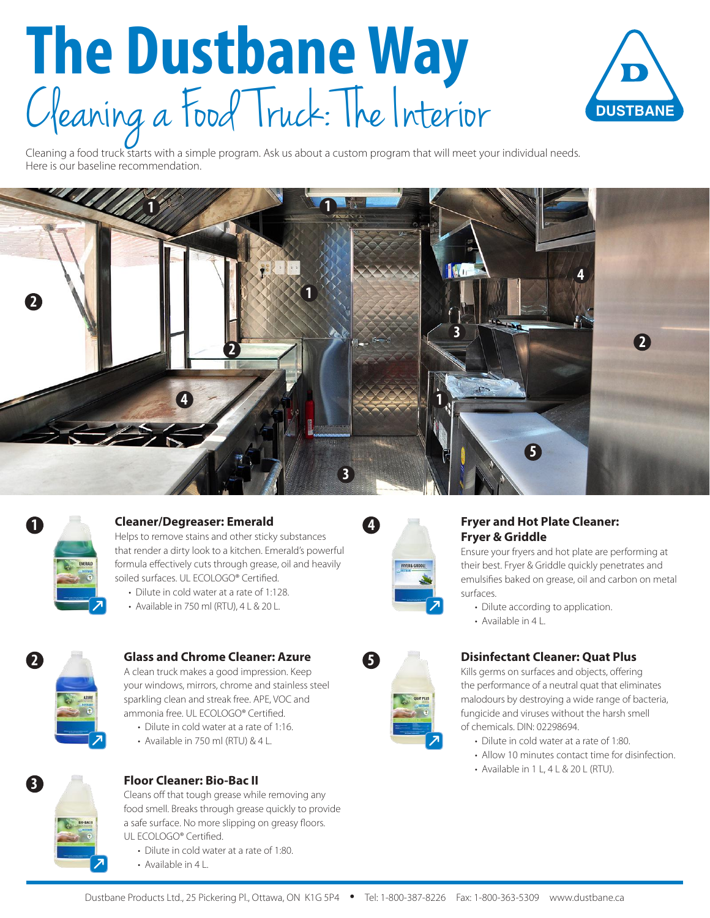# The Dustbane Way

## Cleaning a Food Truck: The Interior

Cleaning a food truck starts with a simple program. Ask us about a custom program that will meet your individual needs. Here is our baseline recommendation.

### 1 Cleaner/Degreaser: Emerald

Helps to remove stains and other sticky substances that render a dirty look to a kitchen. Emerald's powerful formula effectively cuts through grease, oil and heavily soiled surfaces. UL ECOLOGO® Certified.

- Dilute in cold water at a rate of 1:128.
- Available in 750 ml (RTU), 4 L & 20 L.

### 2 Glass and Chrome Cleaner: Azure

A clean truck makes a good impression. Keep your windows, mirrors, chrome and stainless steel sparkling clean and streak free. APE, VOC and ammonia free. UL ECOLOGO® Certified.

- Dilute in cold water at a rate of 1:16.
- Available in 750 ml (RTU) & 4 L.

### 3 Floor Cleaner: Bio-Bac II

Cleans off that tough grease while removing any food smell. Breaks through grease quickly to provide a safe surface. No more slipping on greasy floors. UL ECOLOGO® Certified.

- Dilute in cold water at a rate of 1:80.
- Available in 4 L.

### 4 Fryer and Hot Plate Cleaner: Fryer & Griddle

Ensure your fryers and hot plate are performing at their best. Fryer & Griddle quickly penetrates and emulsifies baked on grease, oil and carbon on metal surfaces.

- Dilute according to application.
- Available in 4 L.

### 5 Disinfectant Cleaner: Quat Plus

Kills germs on surfaces and objects, offering the performance of a neutral quat that eliminates malodours by destroying a wide range of bacteria, fungicide and viruses without the harsh smell of chemicals. DIN: 02298694.

- Dilute in cold water at a rate of 1:80.
- Allow 10 minutes contact time for disinfection.
- Available in 1 L, 4 L & 20 L (RTU).

Dustbane Products Ltd., 25 Pickering Pl., Ottawa, ON K1G 5P4 • Tel: 1-800-387-8226 Fax: 1-800-363-5309 www.dustbane.ca